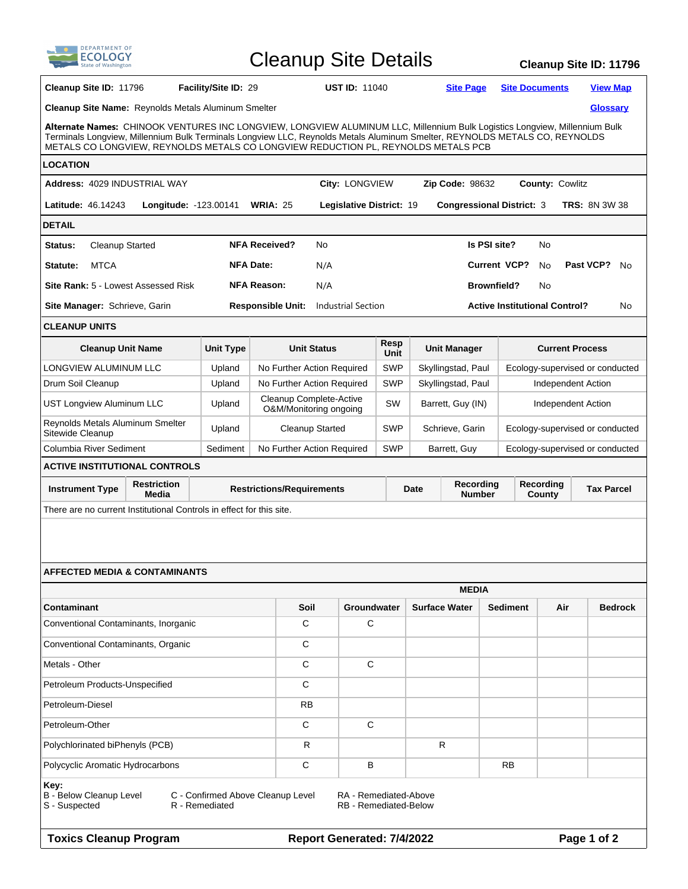# Cleanup Site Details

**Cleanup Site ID: 11796**

**Cleanup Site ID:** 11796 **Facility/Site ID:** 29 **UST ID:** 11040 Site Page Site Documents View Map

**Cleanup Site Name:** Reynolds Metals Aluminum Smelter Glossary

**Alternate Names:** CHINOOK VENTURES INC LONGVIEW, LONGVIEW ALUMINUM LLC, Millennium Bulk Logistics Longview, Millennium Bulk Terminals Longview, Millennium Bulk Terminals Longview LLC, Reynolds Metals Aluminum Smelter, REYNOLDS METALS CO, REYNOLDS METALS CO LONGVIEW, REYNOLDS METALS CO LONGVIEW REDUCTION PL, REYNOLDS METALS PCB

## LOCATION

**Address:** 4029 INDUSTRIAL WAY **City:** LONGVIEW **Zip Code:** 98632 **County:** Cowlitz

**Latitude:** 46.14243 **Longitude:** -123.00141 **WRIA:** 25 **Legislative District:** 19 **Congressional District:** 3 **TRS:** 8N 3W 38

## DETAIL

| | | | | | |
|---|---|---|---|---|---|
| **Status:** Cleanup Started | | **NFA Received?** | No | **Is PSI site?** | No |
| **Statute:** MTCA | | **NFA Date:** | N/A | **Current VCP?** | No **Past VCP?** No |
| **Site Rank:** 5 - Lowest Assessed Risk | | **NFA Reason:** | N/A | **Brownfield?** | No |
| **Site Manager:** Schrieve, Garin | | **Responsible Unit:** | Industrial Section | **Active Institutional Control?** | No |

## CLEANUP UNITS

| Cleanup Unit Name | Unit Type | Unit Status | Resp Unit | Unit Manager | Current Process |
|---|---|---|---|---|---|
| LONGVIEW ALUMINUM LLC | Upland | No Further Action Required | SWP | Skyllingstad, Paul | Ecology-supervised or conducted |
| Drum Soil Cleanup | Upland | No Further Action Required | SWP | Skyllingstad, Paul | Independent Action |
| UST Longview Aluminum LLC | Upland | Cleanup Complete-Active O&M/Monitoring ongoing | SW | Barrett, Guy (IN) | Independent Action |
| Reynolds Metals Aluminum Smelter Sitewide Cleanup | Upland | Cleanup Started | SWP | Schrieve, Garin | Ecology-supervised or conducted |
| Columbia River Sediment | Sediment | No Further Action Required | SWP | Barrett, Guy | Ecology-supervised or conducted |

## ACTIVE INSTITUTIONAL CONTROLS

| Instrument Type | Restriction Media | Restrictions/Requirements | Date | Recording Number | Recording County | Tax Parcel |
|---|---|---|---|---|---|---|

There are no current Institutional Controls in effect for this site.

## AFFECTED MEDIA & CONTAMINANTS

| | MEDIA | | | | | |
|---|---|---|---|---|---|---|
| **Contaminant** | **Soil** | **Groundwater** | **Surface Water** | **Sediment** | **Air** | **Bedrock** |
| Conventional Contaminants, Inorganic | C | C | | | | |
| Conventional Contaminants, Organic | C | | | | | |
| Metals - Other | C | C | | | | |
| Petroleum Products-Unspecified | C | | | | | |
| Petroleum-Diesel | RB | | | | | |
| Petroleum-Other | C | C | | | | |
| Polychlorinated biPhenyls (PCB) | R | | R | | | |
| Polycyclic Aromatic Hydrocarbons | C | B | | RB | | |

**Key:**
B - Below Cleanup Level C - Confirmed Above Cleanup Level RA - Remediated-Above
S - Suspected R - Remediated RB - Remediated-Below

**Toxics Cleanup Program** **Report Generated: 7/4/2022**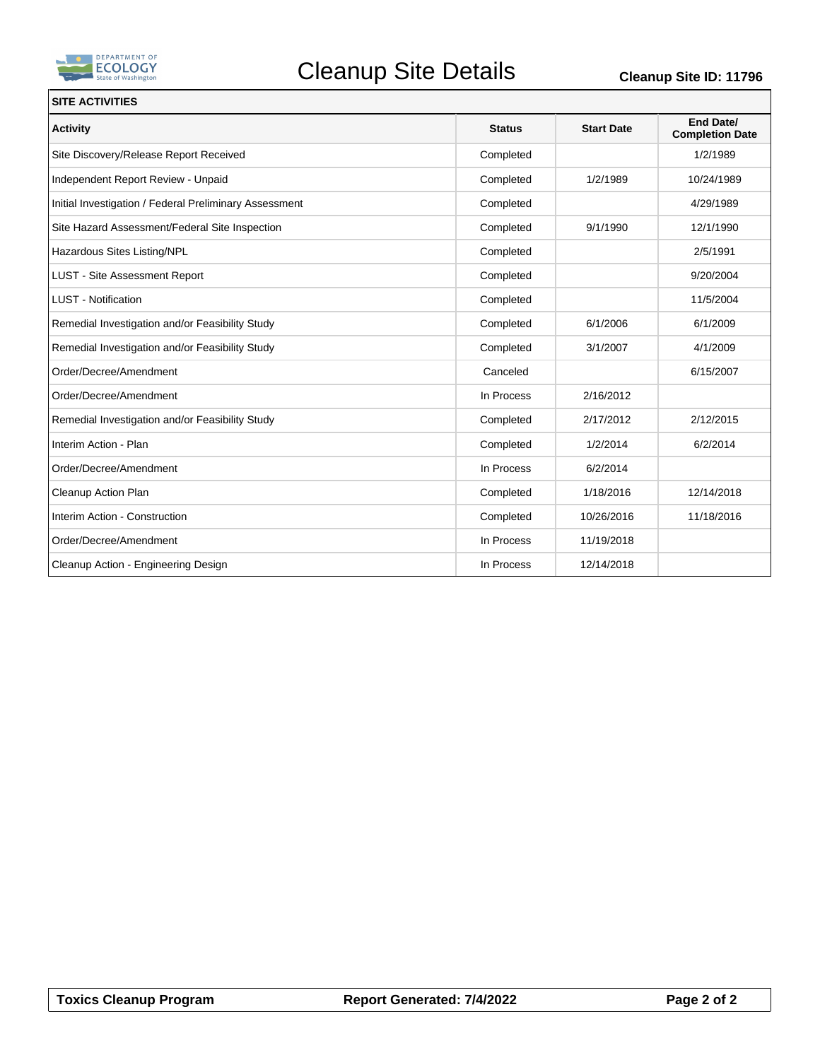# Cleanup Site Details

**Cleanup Site ID: 11796**

**SITE ACTIVITIES**

| Activity | Status | Start Date | End Date/ Completion Date |
|---|---|---|---|
| Site Discovery/Release Report Received | Completed | | 1/2/1989 |
| Independent Report Review - Unpaid | Completed | 1/2/1989 | 10/24/1989 |
| Initial Investigation / Federal Preliminary Assessment | Completed | | 4/29/1989 |
| Site Hazard Assessment/Federal Site Inspection | Completed | 9/1/1990 | 12/1/1990 |
| Hazardous Sites Listing/NPL | Completed | | 2/5/1991 |
| LUST - Site Assessment Report | Completed | | 9/20/2004 |
| LUST - Notification | Completed | | 11/5/2004 |
| Remedial Investigation and/or Feasibility Study | Completed | 6/1/2006 | 6/1/2009 |
| Remedial Investigation and/or Feasibility Study | Completed | 3/1/2007 | 4/1/2009 |
| Order/Decree/Amendment | Canceled | | 6/15/2007 |
| Order/Decree/Amendment | In Process | 2/16/2012 | |
| Remedial Investigation and/or Feasibility Study | Completed | 2/17/2012 | 2/12/2015 |
| Interim Action - Plan | Completed | 1/2/2014 | 6/2/2014 |
| Order/Decree/Amendment | In Process | 6/2/2014 | |
| Cleanup Action Plan | Completed | 1/18/2016 | 12/14/2018 |
| Interim Action - Construction | Completed | 10/26/2016 | 11/18/2016 |
| Order/Decree/Amendment | In Process | 11/19/2018 | |
| Cleanup Action - Engineering Design | In Process | 12/14/2018 | |